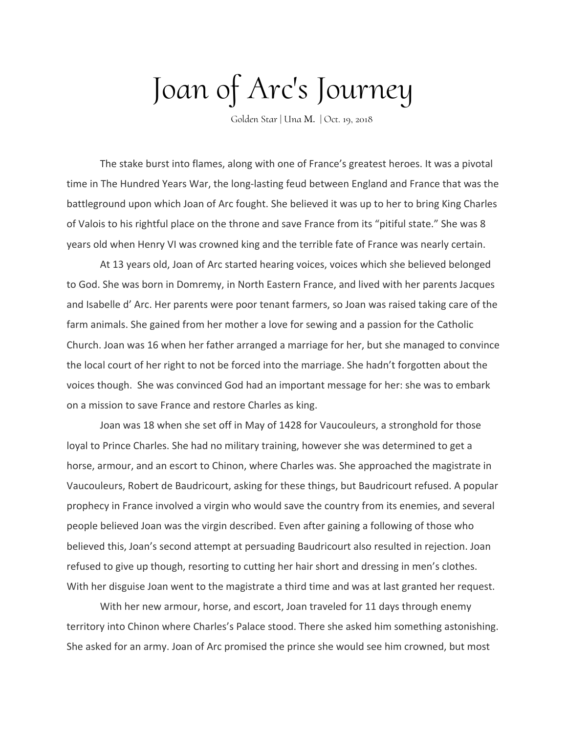# Joan of Arc's Journey

Golden Star | Una M. | Oct. 19, 2018

The stake burst into flames, along with one of France's greatest heroes. It was a pivotal time in The Hundred Years War, the long-lasting feud between England and France that was the battleground upon which Joan of Arc fought. She believed it was up to her to bring King Charles of Valois to his rightful place on the throne and save France from its "pitiful state." She was 8 years old when Henry VI was crowned king and the terrible fate of France was nearly certain.

At 13 years old, Joan of Arc started hearing voices, voices which she believed belonged to God. She was born in Domremy, in North Eastern France, and lived with her parents Jacques and Isabelle d' Arc. Her parents were poor tenant farmers, so Joan was raised taking care of the farm animals. She gained from her mother a love for sewing and a passion for the Catholic Church. Joan was 16 when her father arranged a marriage for her, but she managed to convince the local court of her right to not be forced into the marriage. She hadn't forgotten about the voices though. She was convinced God had an important message for her: she was to embark on a mission to save France and restore Charles as king.

Joan was 18 when she set off in May of 1428 for Vaucouleurs, a stronghold for those loyal to Prince Charles. She had no military training, however she was determined to get a horse, armour, and an escort to Chinon, where Charles was. She approached the magistrate in Vaucouleurs, Robert de Baudricourt, asking for these things, but Baudricourt refused. A popular prophecy in France involved a virgin who would save the country from its enemies, and several people believed Joan was the virgin described. Even after gaining a following of those who believed this, Joan's second attempt at persuading Baudricourt also resulted in rejection. Joan refused to give up though, resorting to cutting her hair short and dressing in men's clothes. With her disguise Joan went to the magistrate a third time and was at last granted her request.

With her new armour, horse, and escort, Joan traveled for 11 days through enemy territory into Chinon where Charles's Palace stood. There she asked him something astonishing. She asked for an army. Joan of Arc promised the prince she would see him crowned, but most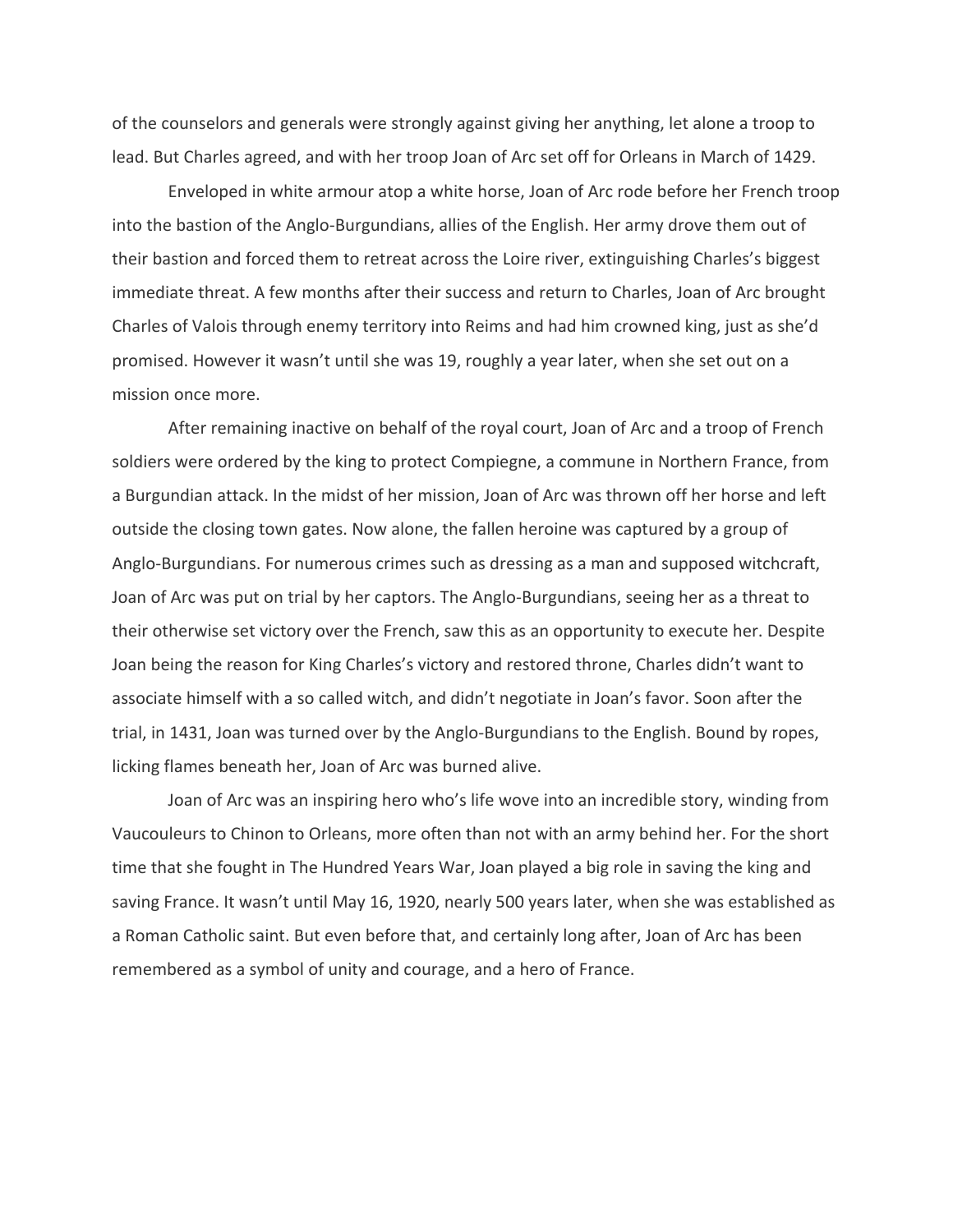of the counselors and generals were strongly against giving her anything, let alone a troop to lead. But Charles agreed, and with her troop Joan of Arc set off for Orleans in March of 1429.

Enveloped in white armour atop a white horse, Joan of Arc rode before her French troop into the bastion of the Anglo-Burgundians, allies of the English. Her army drove them out of their bastion and forced them to retreat across the Loire river, extinguishing Charles's biggest immediate threat. A few months after their success and return to Charles, Joan of Arc brought Charles of Valois through enemy territory into Reims and had him crowned king, just as she'd promised. However it wasn't until she was 19, roughly a year later, when she set out on a mission once more.

After remaining inactive on behalf of the royal court, Joan of Arc and a troop of French soldiers were ordered by the king to protect Compiegne, a commune in Northern France, from a Burgundian attack. In the midst of her mission, Joan of Arc was thrown off her horse and left outside the closing town gates. Now alone, the fallen heroine was captured by a group of Anglo-Burgundians. For numerous crimes such as dressing as a man and supposed witchcraft, Joan of Arc was put on trial by her captors. The Anglo-Burgundians, seeing her as a threat to their otherwise set victory over the French, saw this as an opportunity to execute her. Despite Joan being the reason for King Charles's victory and restored throne, Charles didn't want to associate himself with a so called witch, and didn't negotiate in Joan's favor. Soon after the trial, in 1431, Joan was turned over by the Anglo-Burgundians to the English. Bound by ropes, licking flames beneath her, Joan of Arc was burned alive.

Joan of Arc was an inspiring hero who's life wove into an incredible story, winding from Vaucouleurs to Chinon to Orleans, more often than not with an army behind her. For the short time that she fought in The Hundred Years War, Joan played a big role in saving the king and saving France. It wasn't until May 16, 1920, nearly 500 years later, when she was established as a Roman Catholic saint. But even before that, and certainly long after, Joan of Arc has been remembered as a symbol of unity and courage, and a hero of France.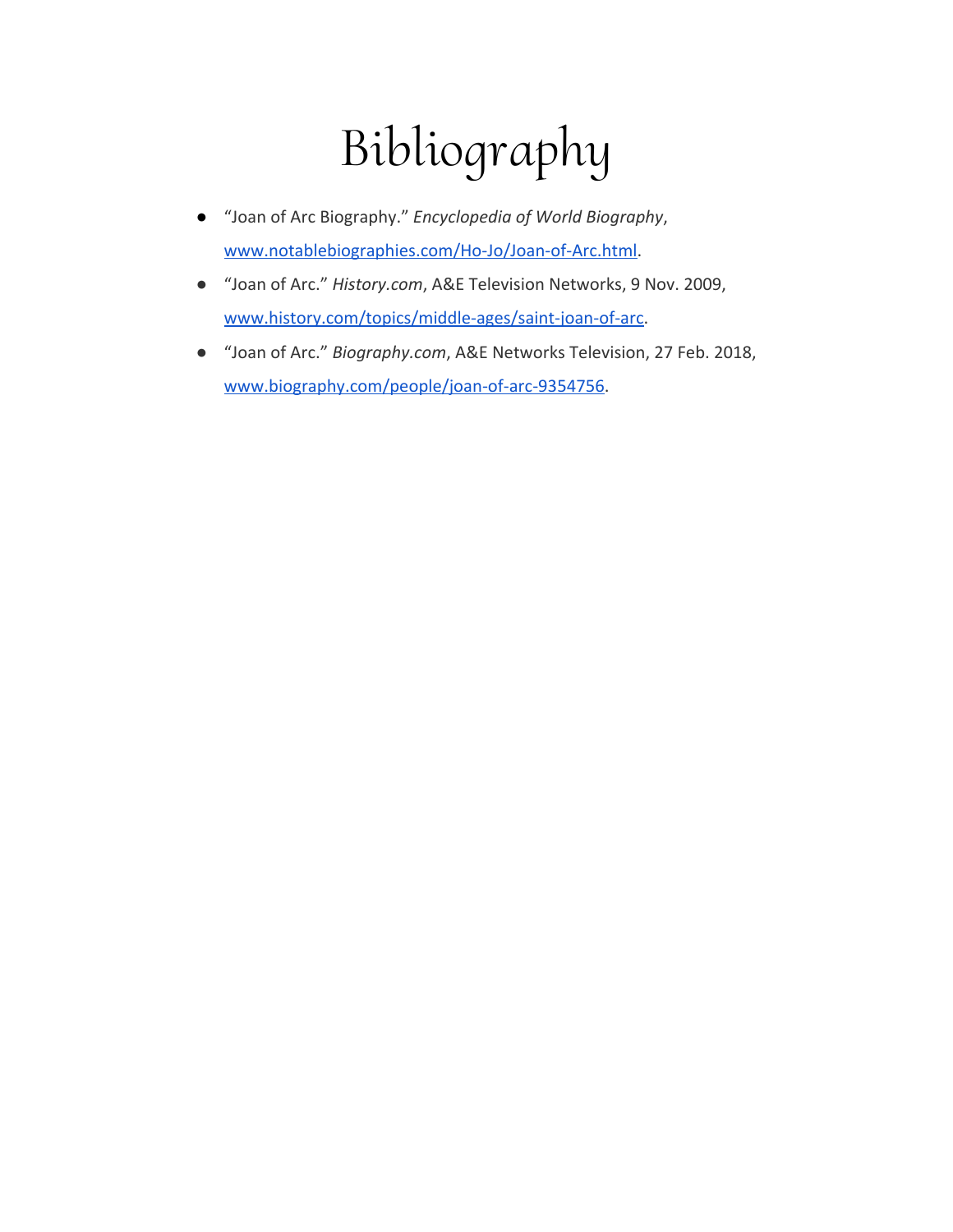# Bibliography

- "Joan of Arc Biography." *Encyclopedia of World Biography*, www.notablebiographies.com/Ho-Jo/Joan-of-Arc.html.
- "Joan of Arc." *History.com*, A&E Television Networks, 9 Nov. 2009, www.history.com/topics/middle-ages/saint-joan-of-arc.
- "Joan of Arc." *Biography.com*, A&E Networks Television, 27 Feb. 2018, www.biography.com/people/joan-of-arc-9354756.